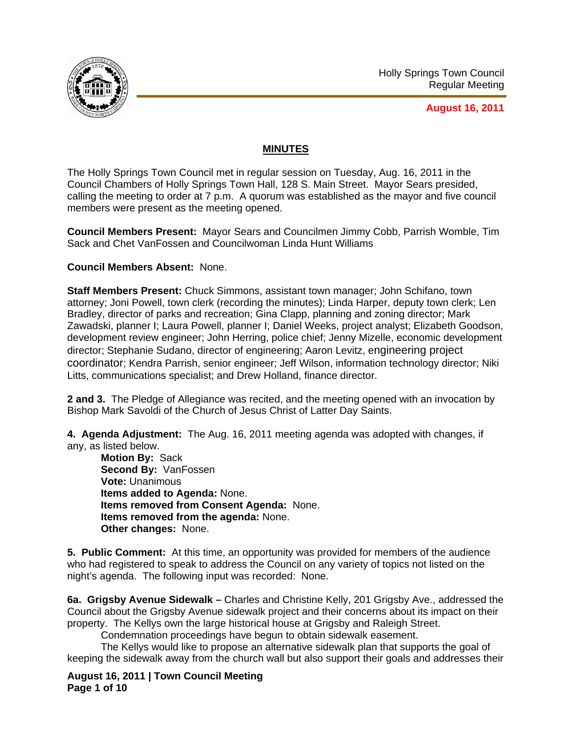Holly Springs Town Council
Regular Meeting

**August 16, 2011**

## MINUTES

The Holly Springs Town Council met in regular session on Tuesday, Aug. 16, 2011 in the Council Chambers of Holly Springs Town Hall, 128 S. Main Street. Mayor Sears presided, calling the meeting to order at 7 p.m. A quorum was established as the mayor and five council members were present as the meeting opened.

**Council Members Present:** Mayor Sears and Councilmen Jimmy Cobb, Parrish Womble, Tim Sack and Chet VanFossen and Councilwoman Linda Hunt Williams

**Council Members Absent:** None.

**Staff Members Present:** Chuck Simmons, assistant town manager; John Schifano, town attorney; Joni Powell, town clerk (recording the minutes); Linda Harper, deputy town clerk; Len Bradley, director of parks and recreation; Gina Clapp, planning and zoning director; Mark Zawadski, planner I; Laura Powell, planner I; Daniel Weeks, project analyst; Elizabeth Goodson, development review engineer; John Herring, police chief; Jenny Mizelle, economic development director; Stephanie Sudano, director of engineering; Aaron Levitz, engineering project coordinator; Kendra Parrish, senior engineer; Jeff Wilson, information technology director; Niki Litts, communications specialist; and Drew Holland, finance director.

**2 and 3.** The Pledge of Allegiance was recited, and the meeting opened with an invocation by Bishop Mark Savoldi of the Church of Jesus Christ of Latter Day Saints.

**4. Agenda Adjustment:** The Aug. 16, 2011 meeting agenda was adopted with changes, if any, as listed below.

**Motion By:** Sack
**Second By:** VanFossen
**Vote:** Unanimous
**Items added to Agenda:** None.
**Items removed from Consent Agenda:** None.
**Items removed from the agenda:** None.
**Other changes:** None.

**5. Public Comment:** At this time, an opportunity was provided for members of the audience who had registered to speak to address the Council on any variety of topics not listed on the night's agenda. The following input was recorded: None.

**6a. Grigsby Avenue Sidewalk –** Charles and Christine Kelly, 201 Grigsby Ave., addressed the Council about the Grigsby Avenue sidewalk project and their concerns about its impact on their property. The Kellys own the large historical house at Grigsby and Raleigh Street.

Condemnation proceedings have begun to obtain sidewalk easement.

The Kellys would like to propose an alternative sidewalk plan that supports the goal of keeping the sidewalk away from the church wall but also support their goals and addresses their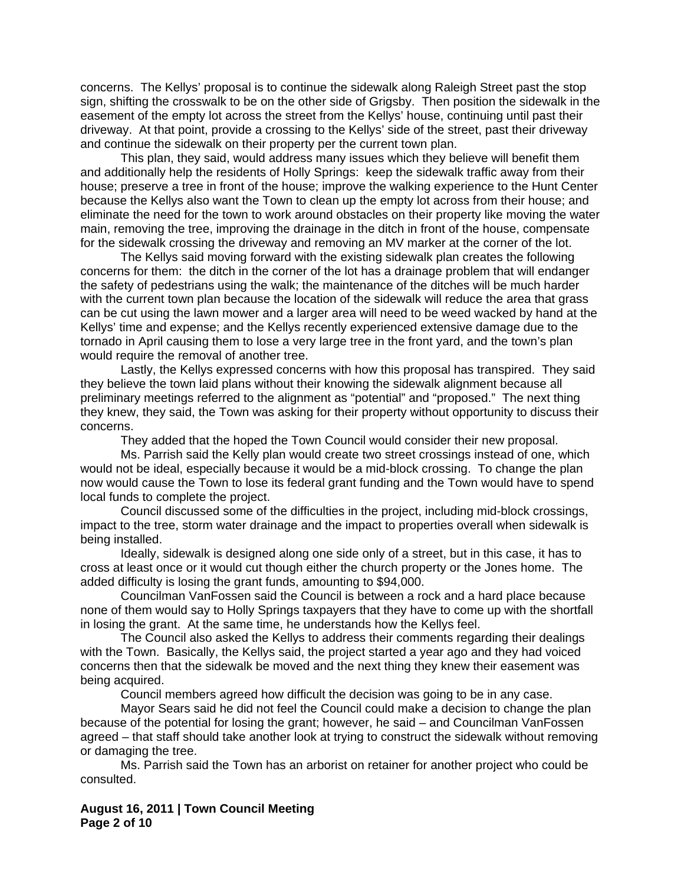concerns. The Kellys' proposal is to continue the sidewalk along Raleigh Street past the stop sign, shifting the crosswalk to be on the other side of Grigsby. Then position the sidewalk in the easement of the empty lot across the street from the Kellys' house, continuing until past their driveway. At that point, provide a crossing to the Kellys' side of the street, past their driveway and continue the sidewalk on their property per the current town plan.

This plan, they said, would address many issues which they believe will benefit them and additionally help the residents of Holly Springs: keep the sidewalk traffic away from their house; preserve a tree in front of the house; improve the walking experience to the Hunt Center because the Kellys also want the Town to clean up the empty lot across from their house; and eliminate the need for the town to work around obstacles on their property like moving the water main, removing the tree, improving the drainage in the ditch in front of the house, compensate for the sidewalk crossing the driveway and removing an MV marker at the corner of the lot.

The Kellys said moving forward with the existing sidewalk plan creates the following concerns for them: the ditch in the corner of the lot has a drainage problem that will endanger the safety of pedestrians using the walk; the maintenance of the ditches will be much harder with the current town plan because the location of the sidewalk will reduce the area that grass can be cut using the lawn mower and a larger area will need to be weed wacked by hand at the Kellys' time and expense; and the Kellys recently experienced extensive damage due to the tornado in April causing them to lose a very large tree in the front yard, and the town's plan would require the removal of another tree.

Lastly, the Kellys expressed concerns with how this proposal has transpired. They said they believe the town laid plans without their knowing the sidewalk alignment because all preliminary meetings referred to the alignment as "potential" and "proposed." The next thing they knew, they said, the Town was asking for their property without opportunity to discuss their concerns.

They added that the hoped the Town Council would consider their new proposal.

Ms. Parrish said the Kelly plan would create two street crossings instead of one, which would not be ideal, especially because it would be a mid-block crossing. To change the plan now would cause the Town to lose its federal grant funding and the Town would have to spend local funds to complete the project.

Council discussed some of the difficulties in the project, including mid-block crossings, impact to the tree, storm water drainage and the impact to properties overall when sidewalk is being installed.

Ideally, sidewalk is designed along one side only of a street, but in this case, it has to cross at least once or it would cut though either the church property or the Jones home. The added difficulty is losing the grant funds, amounting to $94,000.

Councilman VanFossen said the Council is between a rock and a hard place because none of them would say to Holly Springs taxpayers that they have to come up with the shortfall in losing the grant. At the same time, he understands how the Kellys feel.

The Council also asked the Kellys to address their comments regarding their dealings with the Town. Basically, the Kellys said, the project started a year ago and they had voiced concerns then that the sidewalk be moved and the next thing they knew their easement was being acquired.

Council members agreed how difficult the decision was going to be in any case.

Mayor Sears said he did not feel the Council could make a decision to change the plan because of the potential for losing the grant; however, he said – and Councilman VanFossen agreed – that staff should take another look at trying to construct the sidewalk without removing or damaging the tree.

Ms. Parrish said the Town has an arborist on retainer for another project who could be consulted.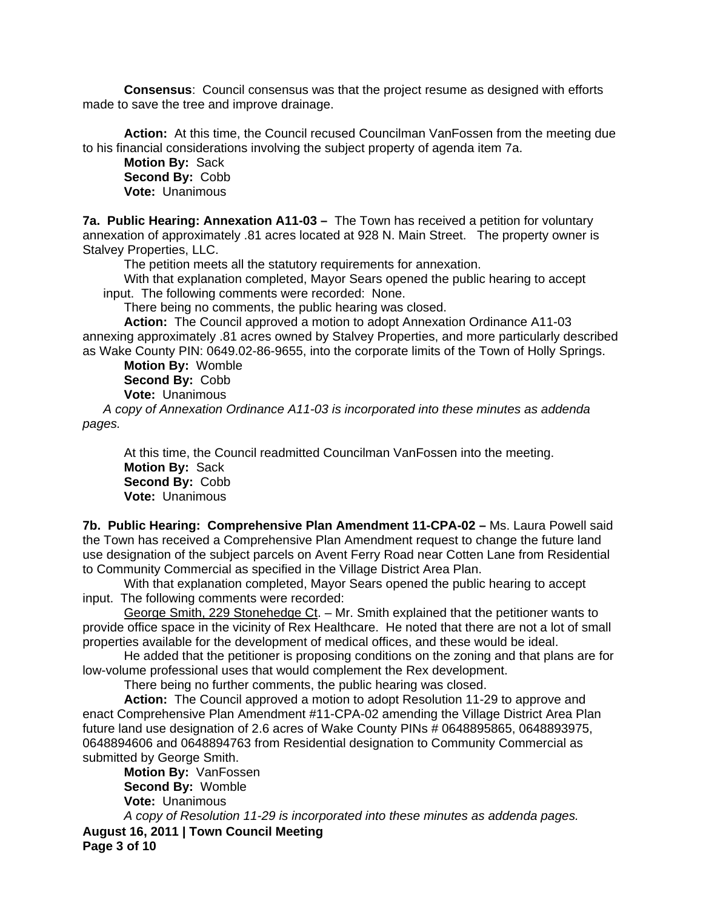**Consensus**: Council consensus was that the project resume as designed with efforts made to save the tree and improve drainage.

**Action:** At this time, the Council recused Councilman VanFossen from the meeting due to his financial considerations involving the subject property of agenda item 7a.

**Motion By:** Sack
**Second By:** Cobb
**Vote:** Unanimous

**7a. Public Hearing: Annexation A11-03 –** The Town has received a petition for voluntary annexation of approximately .81 acres located at 928 N. Main Street. The property owner is Stalvey Properties, LLC.

The petition meets all the statutory requirements for annexation.

With that explanation completed, Mayor Sears opened the public hearing to accept input. The following comments were recorded: None.

There being no comments, the public hearing was closed.

**Action:** The Council approved a motion to adopt Annexation Ordinance A11-03 annexing approximately .81 acres owned by Stalvey Properties, and more particularly described as Wake County PIN: 0649.02-86-9655, into the corporate limits of the Town of Holly Springs.

**Motion By:** Womble
**Second By:** Cobb
**Vote:** Unanimous

*A copy of Annexation Ordinance A11-03 is incorporated into these minutes as addenda pages.*

At this time, the Council readmitted Councilman VanFossen into the meeting.

**Motion By:** Sack
**Second By:** Cobb
**Vote:** Unanimous

**7b. Public Hearing: Comprehensive Plan Amendment 11-CPA-02 –** Ms. Laura Powell said the Town has received a Comprehensive Plan Amendment request to change the future land use designation of the subject parcels on Avent Ferry Road near Cotten Lane from Residential to Community Commercial as specified in the Village District Area Plan.

With that explanation completed, Mayor Sears opened the public hearing to accept input. The following comments were recorded:

George Smith, 229 Stonehedge Ct. – Mr. Smith explained that the petitioner wants to provide office space in the vicinity of Rex Healthcare. He noted that there are not a lot of small properties available for the development of medical offices, and these would be ideal.

He added that the petitioner is proposing conditions on the zoning and that plans are for low-volume professional uses that would complement the Rex development.

There being no further comments, the public hearing was closed.

**Action:** The Council approved a motion to adopt Resolution 11-29 to approve and enact Comprehensive Plan Amendment #11-CPA-02 amending the Village District Area Plan future land use designation of 2.6 acres of Wake County PINs # 0648895865, 0648893975, 0648894606 and 0648894763 from Residential designation to Community Commercial as submitted by George Smith.

**Motion By:** VanFossen
**Second By:** Womble
**Vote:** Unanimous

*A copy of Resolution 11-29 is incorporated into these minutes as addenda pages.*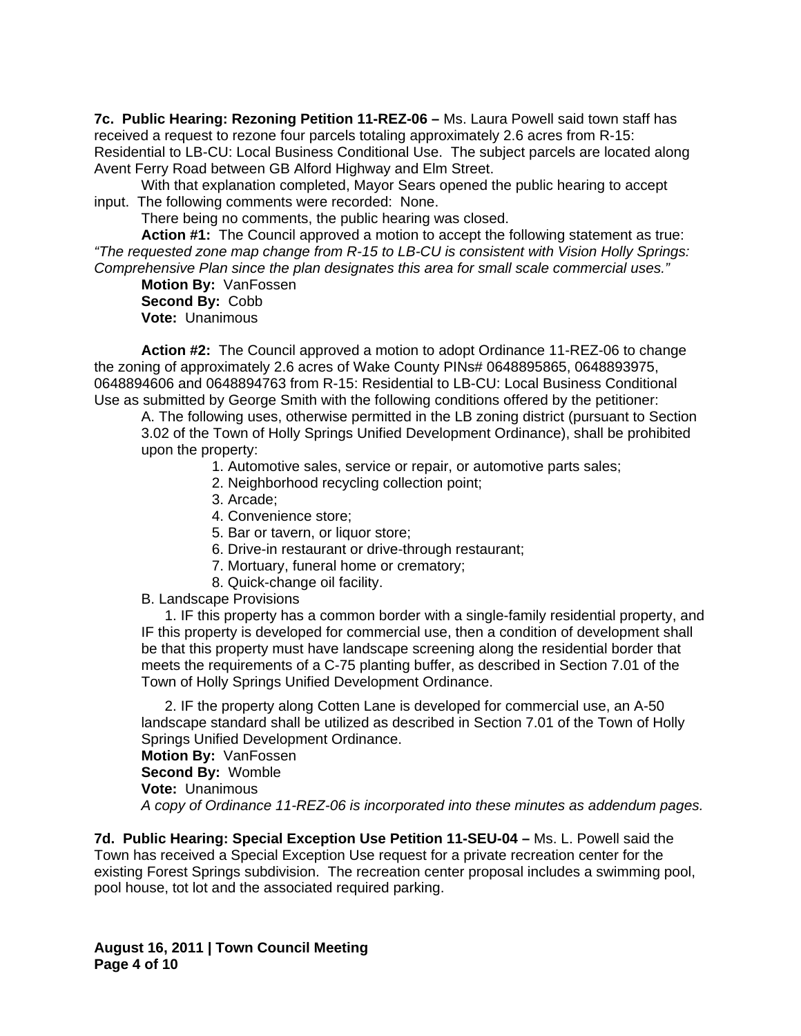**7c. Public Hearing: Rezoning Petition 11-REZ-06 –** Ms. Laura Powell said town staff has received a request to rezone four parcels totaling approximately 2.6 acres from R-15: Residential to LB-CU: Local Business Conditional Use. The subject parcels are located along Avent Ferry Road between GB Alford Highway and Elm Street.

With that explanation completed, Mayor Sears opened the public hearing to accept input. The following comments were recorded: None.

There being no comments, the public hearing was closed.

**Action #1:** The Council approved a motion to accept the following statement as true: *"The requested zone map change from R-15 to LB-CU is consistent with Vision Holly Springs: Comprehensive Plan since the plan designates this area for small scale commercial uses."*

**Motion By:** VanFossen
**Second By:** Cobb
**Vote:** Unanimous

**Action #2:** The Council approved a motion to adopt Ordinance 11-REZ-06 to change the zoning of approximately 2.6 acres of Wake County PINs# 0648895865, 0648893975, 0648894606 and 0648894763 from R-15: Residential to LB-CU: Local Business Conditional Use as submitted by George Smith with the following conditions offered by the petitioner:

A. The following uses, otherwise permitted in the LB zoning district (pursuant to Section 3.02 of the Town of Holly Springs Unified Development Ordinance), shall be prohibited upon the property:

1. Automotive sales, service or repair, or automotive parts sales;
2. Neighborhood recycling collection point;
3. Arcade;
4. Convenience store;
5. Bar or tavern, or liquor store;
6. Drive-in restaurant or drive-through restaurant;
7. Mortuary, funeral home or crematory;
8. Quick-change oil facility.

B. Landscape Provisions

1. IF this property has a common border with a single-family residential property, and IF this property is developed for commercial use, then a condition of development shall be that this property must have landscape screening along the residential border that meets the requirements of a C-75 planting buffer, as described in Section 7.01 of the Town of Holly Springs Unified Development Ordinance.

2. IF the property along Cotten Lane is developed for commercial use, an A-50 landscape standard shall be utilized as described in Section 7.01 of the Town of Holly Springs Unified Development Ordinance.

**Motion By:** VanFossen
**Second By:** Womble
**Vote:** Unanimous
*A copy of Ordinance 11-REZ-06 is incorporated into these minutes as addendum pages.*

**7d. Public Hearing: Special Exception Use Petition 11-SEU-04 –** Ms. L. Powell said the Town has received a Special Exception Use request for a private recreation center for the existing Forest Springs subdivision. The recreation center proposal includes a swimming pool, pool house, tot lot and the associated required parking.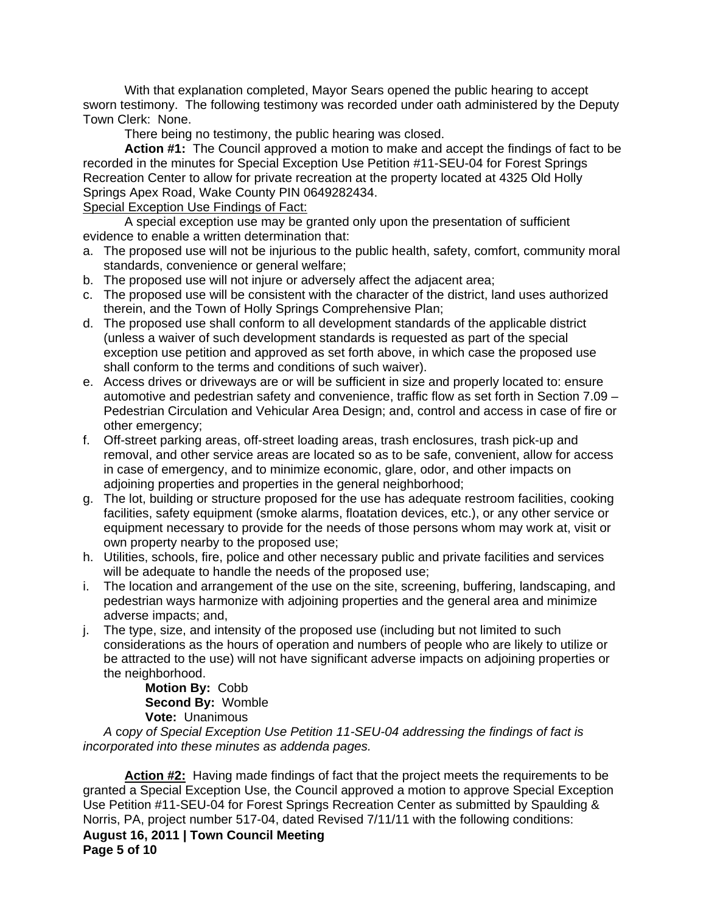With that explanation completed, Mayor Sears opened the public hearing to accept sworn testimony. The following testimony was recorded under oath administered by the Deputy Town Clerk: None.

There being no testimony, the public hearing was closed.

**Action #1:** The Council approved a motion to make and accept the findings of fact to be recorded in the minutes for Special Exception Use Petition #11-SEU-04 for Forest Springs Recreation Center to allow for private recreation at the property located at 4325 Old Holly Springs Apex Road, Wake County PIN 0649282434.

<u>Special Exception Use Findings of Fact:</u>

A special exception use may be granted only upon the presentation of sufficient evidence to enable a written determination that:

a. The proposed use will not be injurious to the public health, safety, comfort, community moral standards, convenience or general welfare;
b. The proposed use will not injure or adversely affect the adjacent area;
c. The proposed use will be consistent with the character of the district, land uses authorized therein, and the Town of Holly Springs Comprehensive Plan;
d. The proposed use shall conform to all development standards of the applicable district (unless a waiver of such development standards is requested as part of the special exception use petition and approved as set forth above, in which case the proposed use shall conform to the terms and conditions of such waiver).
e. Access drives or driveways are or will be sufficient in size and properly located to: ensure automotive and pedestrian safety and convenience, traffic flow as set forth in Section 7.09 – Pedestrian Circulation and Vehicular Area Design; and, control and access in case of fire or other emergency;
f. Off-street parking areas, off-street loading areas, trash enclosures, trash pick-up and removal, and other service areas are located so as to be safe, convenient, allow for access in case of emergency, and to minimize economic, glare, odor, and other impacts on adjoining properties and properties in the general neighborhood;
g. The lot, building or structure proposed for the use has adequate restroom facilities, cooking facilities, safety equipment (smoke alarms, floatation devices, etc.), or any other service or equipment necessary to provide for the needs of those persons whom may work at, visit or own property nearby to the proposed use;
h. Utilities, schools, fire, police and other necessary public and private facilities and services will be adequate to handle the needs of the proposed use;
i. The location and arrangement of the use on the site, screening, buffering, landscaping, and pedestrian ways harmonize with adjoining properties and the general area and minimize adverse impacts; and,
j. The type, size, and intensity of the proposed use (including but not limited to such considerations as the hours of operation and numbers of people who are likely to utilize or be attracted to the use) will not have significant adverse impacts on adjoining properties or the neighborhood.

**Motion By:** Cobb
**Second By:** Womble
**Vote:** Unanimous

*A copy of Special Exception Use Petition 11-SEU-04 addressing the findings of fact is incorporated into these minutes as addenda pages.*

**<u>Action #2:</u>** Having made findings of fact that the project meets the requirements to be granted a Special Exception Use, the Council approved a motion to approve Special Exception Use Petition #11-SEU-04 for Forest Springs Recreation Center as submitted by Spaulding & Norris, PA, project number 517-04, dated Revised 7/11/11 with the following conditions: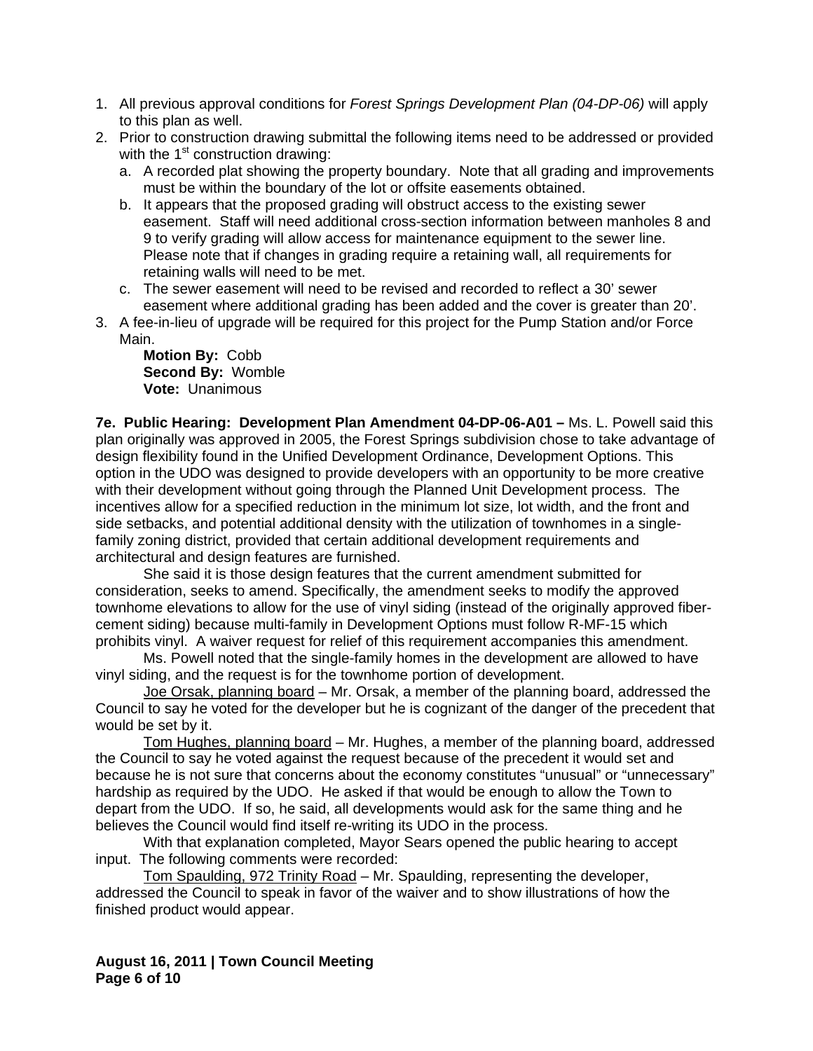1. All previous approval conditions for *Forest Springs Development Plan (04-DP-06)* will apply to this plan as well.
2. Prior to construction drawing submittal the following items need to be addressed or provided with the 1st construction drawing:
   a. A recorded plat showing the property boundary. Note that all grading and improvements must be within the boundary of the lot or offsite easements obtained.
   b. It appears that the proposed grading will obstruct access to the existing sewer easement. Staff will need additional cross-section information between manholes 8 and 9 to verify grading will allow access for maintenance equipment to the sewer line. Please note that if changes in grading require a retaining wall, all requirements for retaining walls will need to be met.
   c. The sewer easement will need to be revised and recorded to reflect a 30' sewer easement where additional grading has been added and the cover is greater than 20'.
3. A fee-in-lieu of upgrade will be required for this project for the Pump Station and/or Force Main.

   **Motion By:** Cobb
   **Second By:** Womble
   **Vote:** Unanimous

**7e. Public Hearing: Development Plan Amendment 04-DP-06-A01 –** Ms. L. Powell said this plan originally was approved in 2005, the Forest Springs subdivision chose to take advantage of design flexibility found in the Unified Development Ordinance, Development Options. This option in the UDO was designed to provide developers with an opportunity to be more creative with their development without going through the Planned Unit Development process. The incentives allow for a specified reduction in the minimum lot size, lot width, and the front and side setbacks, and potential additional density with the utilization of townhomes in a single-family zoning district, provided that certain additional development requirements and architectural and design features are furnished.

She said it is those design features that the current amendment submitted for consideration, seeks to amend. Specifically, the amendment seeks to modify the approved townhome elevations to allow for the use of vinyl siding (instead of the originally approved fiber-cement siding) because multi-family in Development Options must follow R-MF-15 which prohibits vinyl. A waiver request for relief of this requirement accompanies this amendment.

Ms. Powell noted that the single-family homes in the development are allowed to have vinyl siding, and the request is for the townhome portion of development.

Joe Orsak, planning board – Mr. Orsak, a member of the planning board, addressed the Council to say he voted for the developer but he is cognizant of the danger of the precedent that would be set by it.

Tom Hughes, planning board – Mr. Hughes, a member of the planning board, addressed the Council to say he voted against the request because of the precedent it would set and because he is not sure that concerns about the economy constitutes "unusual" or "unnecessary" hardship as required by the UDO. He asked if that would be enough to allow the Town to depart from the UDO. If so, he said, all developments would ask for the same thing and he believes the Council would find itself re-writing its UDO in the process.

With that explanation completed, Mayor Sears opened the public hearing to accept input. The following comments were recorded:

Tom Spaulding, 972 Trinity Road – Mr. Spaulding, representing the developer, addressed the Council to speak in favor of the waiver and to show illustrations of how the finished product would appear.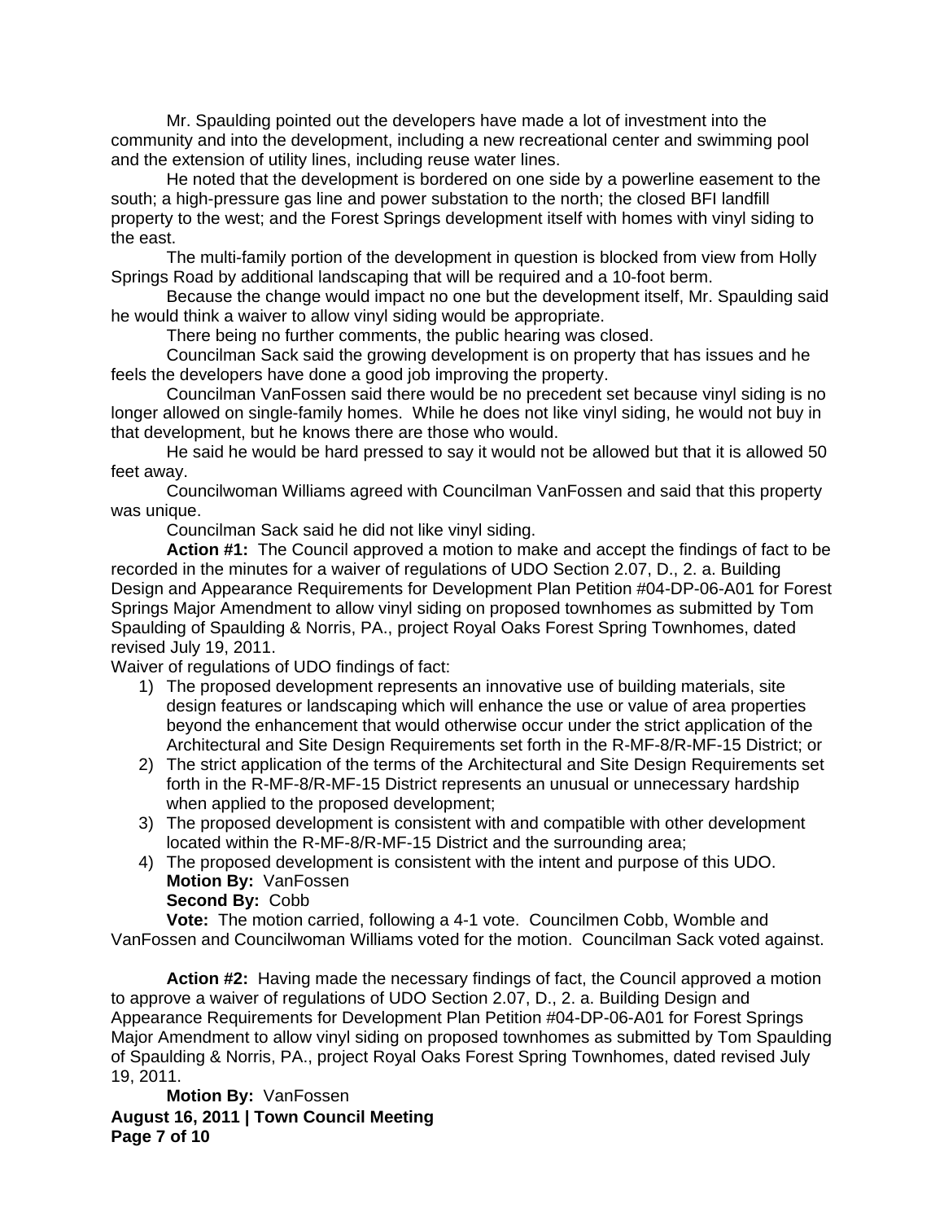Mr. Spaulding pointed out the developers have made a lot of investment into the community and into the development, including a new recreational center and swimming pool and the extension of utility lines, including reuse water lines.

He noted that the development is bordered on one side by a powerline easement to the south; a high-pressure gas line and power substation to the north; the closed BFI landfill property to the west; and the Forest Springs development itself with homes with vinyl siding to the east.

The multi-family portion of the development in question is blocked from view from Holly Springs Road by additional landscaping that will be required and a 10-foot berm.

Because the change would impact no one but the development itself, Mr. Spaulding said he would think a waiver to allow vinyl siding would be appropriate.

There being no further comments, the public hearing was closed.

Councilman Sack said the growing development is on property that has issues and he feels the developers have done a good job improving the property.

Councilman VanFossen said there would be no precedent set because vinyl siding is no longer allowed on single-family homes. While he does not like vinyl siding, he would not buy in that development, but he knows there are those who would.

He said he would be hard pressed to say it would not be allowed but that it is allowed 50 feet away.

Councilwoman Williams agreed with Councilman VanFossen and said that this property was unique.

Councilman Sack said he did not like vinyl siding.

**Action #1:** The Council approved a motion to make and accept the findings of fact to be recorded in the minutes for a waiver of regulations of UDO Section 2.07, D., 2. a. Building Design and Appearance Requirements for Development Plan Petition #04-DP-06-A01 for Forest Springs Major Amendment to allow vinyl siding on proposed townhomes as submitted by Tom Spaulding of Spaulding & Norris, PA., project Royal Oaks Forest Spring Townhomes, dated revised July 19, 2011.

Waiver of regulations of UDO findings of fact:

1) The proposed development represents an innovative use of building materials, site design features or landscaping which will enhance the use or value of area properties beyond the enhancement that would otherwise occur under the strict application of the Architectural and Site Design Requirements set forth in the R-MF-8/R-MF-15 District; or
2) The strict application of the terms of the Architectural and Site Design Requirements set forth in the R-MF-8/R-MF-15 District represents an unusual or unnecessary hardship when applied to the proposed development;
3) The proposed development is consistent with and compatible with other development located within the R-MF-8/R-MF-15 District and the surrounding area;
4) The proposed development is consistent with the intent and purpose of this UDO.

**Motion By:** VanFossen
**Second By:** Cobb

**Vote:** The motion carried, following a 4-1 vote. Councilmen Cobb, Womble and VanFossen and Councilwoman Williams voted for the motion. Councilman Sack voted against.

**Action #2:** Having made the necessary findings of fact, the Council approved a motion to approve a waiver of regulations of UDO Section 2.07, D., 2. a. Building Design and Appearance Requirements for Development Plan Petition #04-DP-06-A01 for Forest Springs Major Amendment to allow vinyl siding on proposed townhomes as submitted by Tom Spaulding of Spaulding & Norris, PA., project Royal Oaks Forest Spring Townhomes, dated revised July 19, 2011.

**Motion By:** VanFossen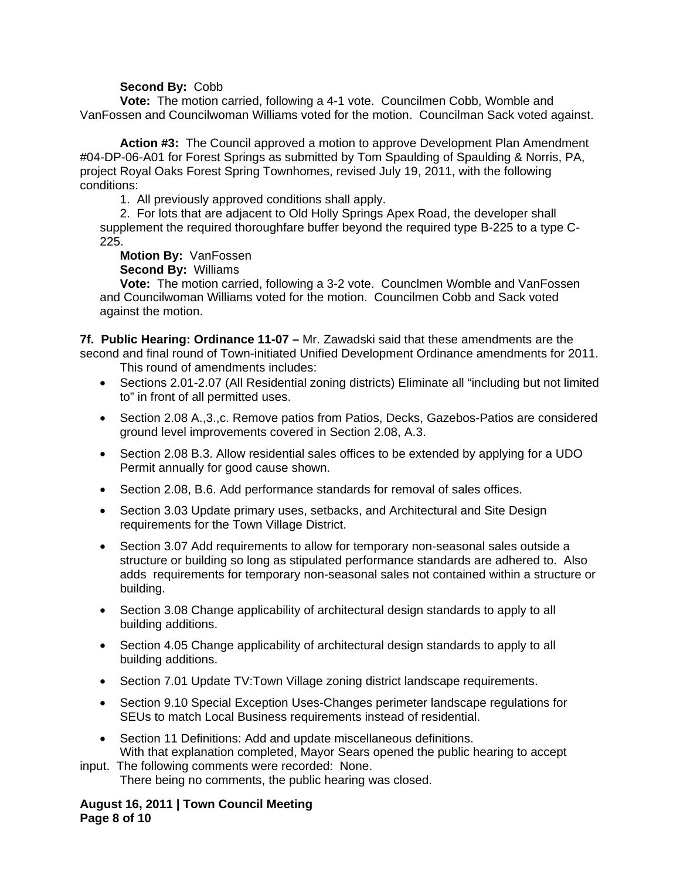**Second By:** Cobb

**Vote:** The motion carried, following a 4-1 vote. Councilmen Cobb, Womble and VanFossen and Councilwoman Williams voted for the motion. Councilman Sack voted against.

**Action #3:** The Council approved a motion to approve Development Plan Amendment #04-DP-06-A01 for Forest Springs as submitted by Tom Spaulding of Spaulding & Norris, PA, project Royal Oaks Forest Spring Townhomes, revised July 19, 2011, with the following conditions:

1. All previously approved conditions shall apply.
2. For lots that are adjacent to Old Holly Springs Apex Road, the developer shall supplement the required thoroughfare buffer beyond the required type B-225 to a type C-225.

**Motion By:** VanFossen

**Second By:** Williams

**Vote:** The motion carried, following a 3-2 vote. Counclmen Womble and VanFossen and Councilwoman Williams voted for the motion. Councilmen Cobb and Sack voted against the motion.

**7f. Public Hearing: Ordinance 11-07 –** Mr. Zawadski said that these amendments are the second and final round of Town-initiated Unified Development Ordinance amendments for 2011.

This round of amendments includes:

- Sections 2.01-2.07 (All Residential zoning districts) Eliminate all “including but not limited to” in front of all permitted uses.
- Section 2.08 A.,3.,c. Remove patios from Patios, Decks, Gazebos-Patios are considered ground level improvements covered in Section 2.08, A.3.
- Section 2.08 B.3. Allow residential sales offices to be extended by applying for a UDO Permit annually for good cause shown.
- Section 2.08, B.6. Add performance standards for removal of sales offices.
- Section 3.03 Update primary uses, setbacks, and Architectural and Site Design requirements for the Town Village District.
- Section 3.07 Add requirements to allow for temporary non-seasonal sales outside a structure or building so long as stipulated performance standards are adhered to. Also adds requirements for temporary non-seasonal sales not contained within a structure or building.
- Section 3.08 Change applicability of architectural design standards to apply to all building additions.
- Section 4.05 Change applicability of architectural design standards to apply to all building additions.
- Section 7.01 Update TV:Town Village zoning district landscape requirements.
- Section 9.10 Special Exception Uses-Changes perimeter landscape regulations for SEUs to match Local Business requirements instead of residential.
- Section 11 Definitions: Add and update miscellaneous definitions.

With that explanation completed, Mayor Sears opened the public hearing to accept input. The following comments were recorded: None.

There being no comments, the public hearing was closed.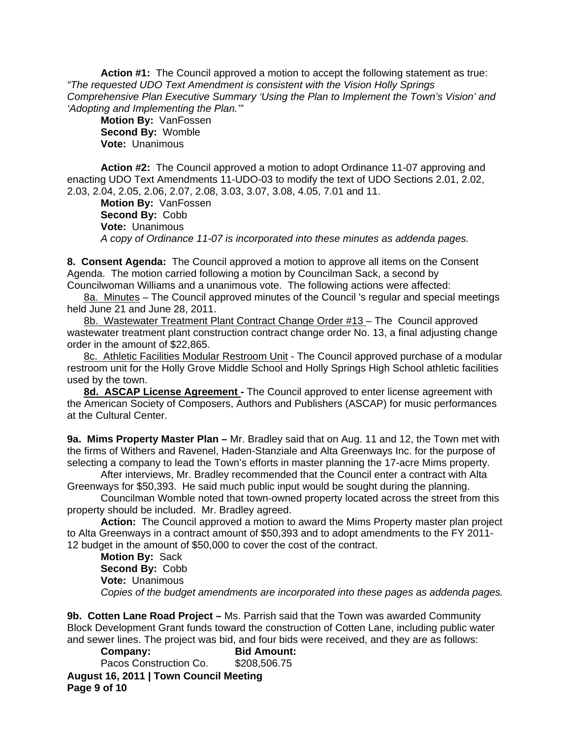**Action #1:** The Council approved a motion to accept the following statement as true: *"The requested UDO Text Amendment is consistent with the Vision Holly Springs Comprehensive Plan Executive Summary 'Using the Plan to Implement the Town's Vision' and 'Adopting and Implementing the Plan.'"*

**Motion By:** VanFossen
**Second By:** Womble
**Vote:** Unanimous

**Action #2:** The Council approved a motion to adopt Ordinance 11-07 approving and enacting UDO Text Amendments 11-UDO-03 to modify the text of UDO Sections 2.01, 2.02, 2.03, 2.04, 2.05, 2.06, 2.07, 2.08, 3.03, 3.07, 3.08, 4.05, 7.01 and 11.

**Motion By:** VanFossen
**Second By:** Cobb
**Vote:** Unanimous
*A copy of Ordinance 11-07 is incorporated into these minutes as addenda pages.*

**8. Consent Agenda:** The Council approved a motion to approve all items on the Consent Agenda. The motion carried following a motion by Councilman Sack, a second by Councilwoman Williams and a unanimous vote. The following actions were affected:

8a. Minutes – The Council approved minutes of the Council 's regular and special meetings held June 21 and June 28, 2011.

8b. Wastewater Treatment Plant Contract Change Order #13 – The Council approved wastewater treatment plant construction contract change order No. 13, a final adjusting change order in the amount of $22,865.

8c. Athletic Facilities Modular Restroom Unit - The Council approved purchase of a modular restroom unit for the Holly Grove Middle School and Holly Springs High School athletic facilities used by the town.

**8d. ASCAP License Agreement -** The Council approved to enter license agreement with the American Society of Composers, Authors and Publishers (ASCAP) for music performances at the Cultural Center.

**9a. Mims Property Master Plan –** Mr. Bradley said that on Aug. 11 and 12, the Town met with the firms of Withers and Ravenel, Haden-Stanziale and Alta Greenways Inc. for the purpose of selecting a company to lead the Town's efforts in master planning the 17-acre Mims property.

After interviews, Mr. Bradley recommended that the Council enter a contract with Alta Greenways for $50,393. He said much public input would be sought during the planning.

Councilman Womble noted that town-owned property located across the street from this property should be included. Mr. Bradley agreed.

**Action:** The Council approved a motion to award the Mims Property master plan project to Alta Greenways in a contract amount of $50,393 and to adopt amendments to the FY 2011-12 budget in the amount of $50,000 to cover the cost of the contract.

**Motion By:** Sack
**Second By:** Cobb
**Vote:** Unanimous
*Copies of the budget amendments are incorporated into these pages as addenda pages.*

**9b. Cotten Lane Road Project –** Ms. Parrish said that the Town was awarded Community Block Development Grant funds toward the construction of Cotten Lane, including public water and sewer lines. The project was bid, and four bids were received, and they are as follows:

| **Company:** | **Bid Amount:** |
|---|---|
| Pacos Construction Co. | $208,506.75 |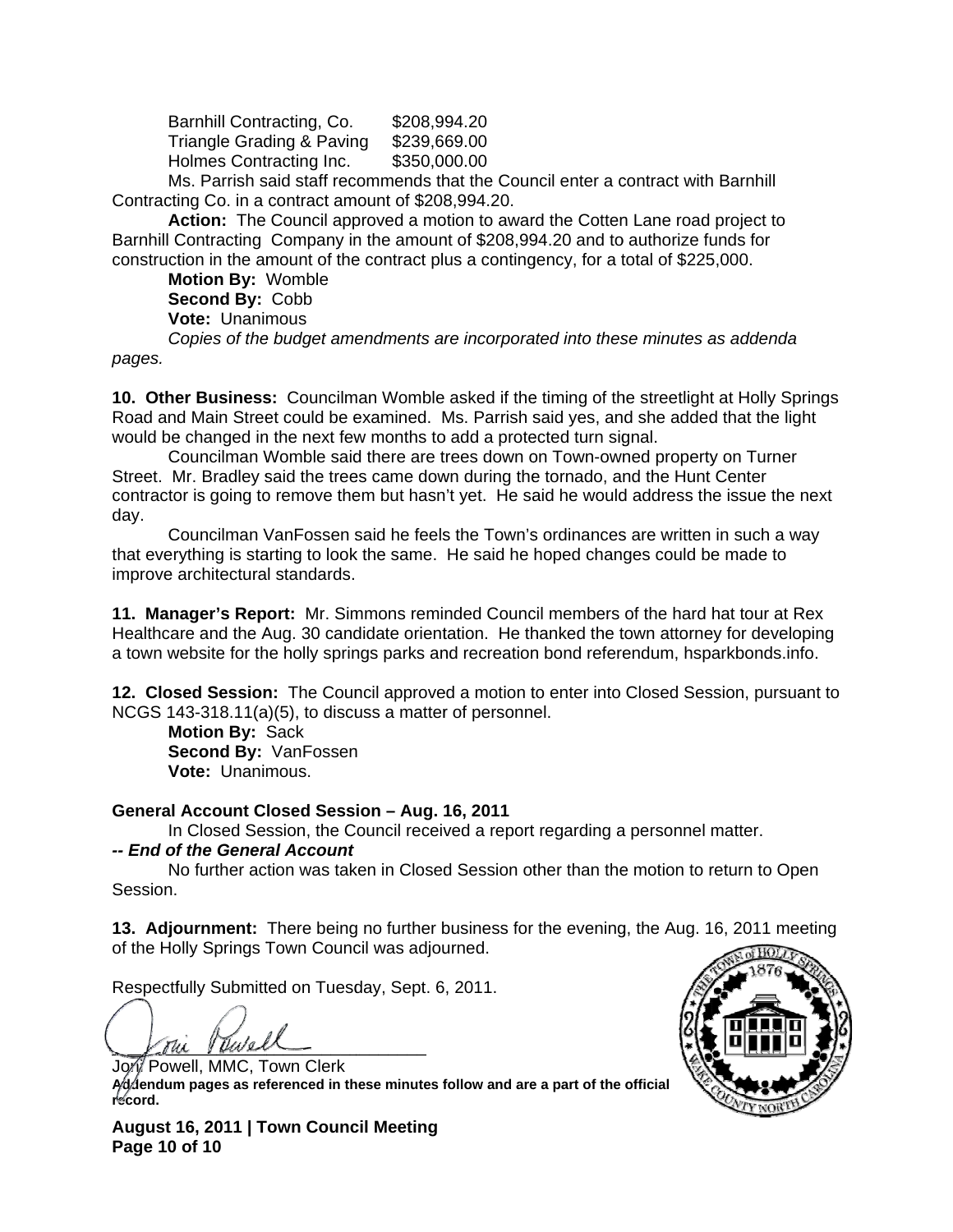| | |
|---|---|
| Barnhill Contracting, Co. | $208,994.20 |
| Triangle Grading & Paving | $239,669.00 |
| Holmes Contracting Inc. | $350,000.00 |

Ms. Parrish said staff recommends that the Council enter a contract with Barnhill Contracting Co. in a contract amount of $208,994.20.

**Action:** The Council approved a motion to award the Cotten Lane road project to Barnhill Contracting Company in the amount of $208,994.20 and to authorize funds for construction in the amount of the contract plus a contingency, for a total of $225,000.

**Motion By:** Womble
**Second By:** Cobb
**Vote:** Unanimous

*Copies of the budget amendments are incorporated into these minutes as addenda pages.*

**10. Other Business:** Councilman Womble asked if the timing of the streetlight at Holly Springs Road and Main Street could be examined. Ms. Parrish said yes, and she added that the light would be changed in the next few months to add a protected turn signal.

Councilman Womble said there are trees down on Town-owned property on Turner Street. Mr. Bradley said the trees came down during the tornado, and the Hunt Center contractor is going to remove them but hasn't yet. He said he would address the issue the next day.

Councilman VanFossen said he feels the Town's ordinances are written in such a way that everything is starting to look the same. He said he hoped changes could be made to improve architectural standards.

**11. Manager's Report:** Mr. Simmons reminded Council members of the hard hat tour at Rex Healthcare and the Aug. 30 candidate orientation. He thanked the town attorney for developing a town website for the holly springs parks and recreation bond referendum, hsparkbonds.info.

**12. Closed Session:** The Council approved a motion to enter into Closed Session, pursuant to NCGS 143-318.11(a)(5), to discuss a matter of personnel.

**Motion By:** Sack
**Second By:** VanFossen
**Vote:** Unanimous.

**General Account Closed Session – Aug. 16, 2011**

In Closed Session, the Council received a report regarding a personnel matter.

***-- End of the General Account***

No further action was taken in Closed Session other than the motion to return to Open Session.

**13. Adjournment:** There being no further business for the evening, the Aug. 16, 2011 meeting of the Holly Springs Town Council was adjourned.

Respectfully Submitted on Tuesday, Sept. 6, 2011.

Joni Powell, MMC, Town Clerk

**Addendum pages as referenced in these minutes follow and are a part of the official record.**